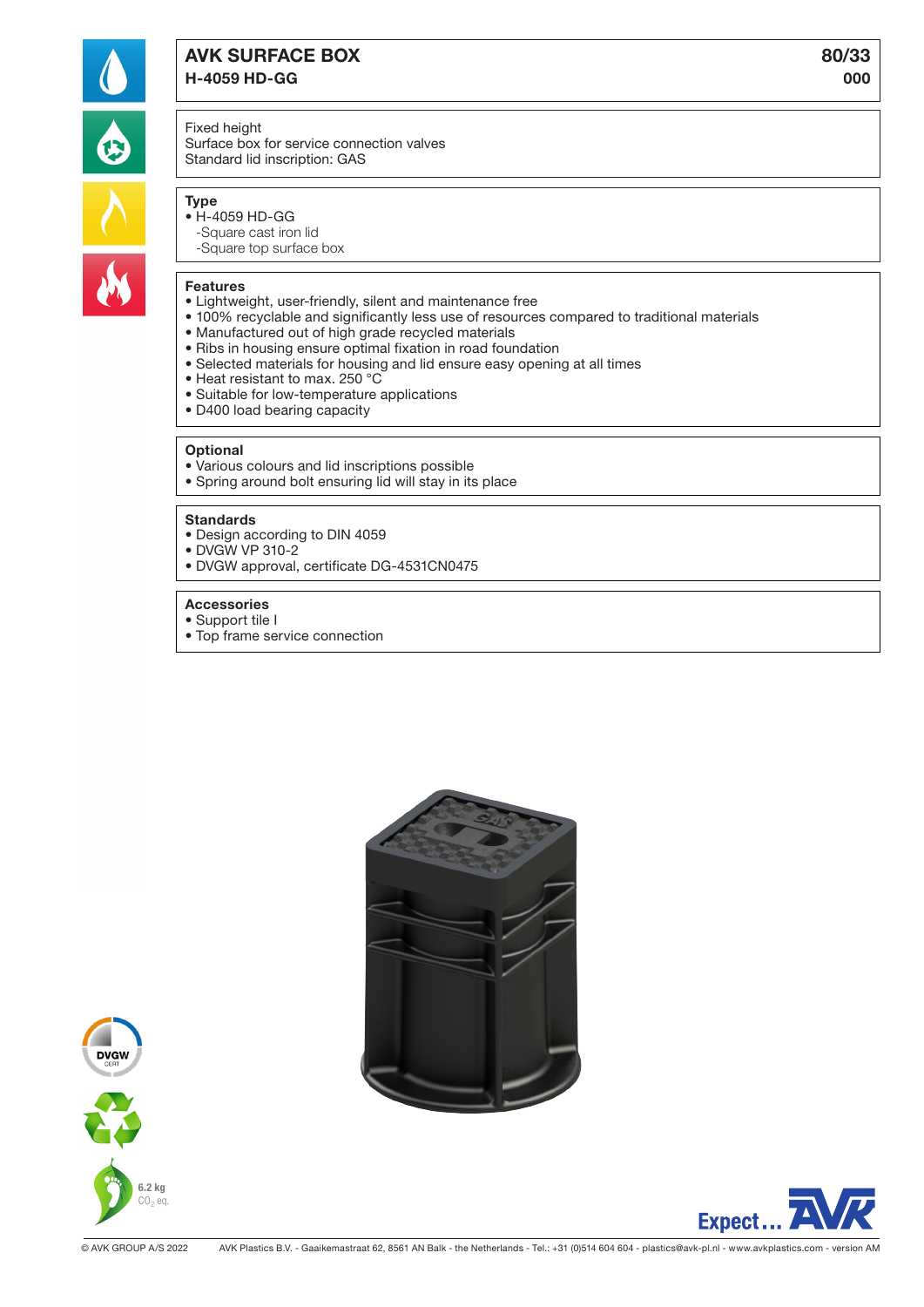# AVK SURFACE BOX

## H-4059 HD-GG

80/33
000

Fixed height
Surface box for service connection valves
Standard lid inscription: GAS

### Type

- H-4059 HD-GG
  - -Square cast iron lid
  - -Square top surface box

### Features

- Lightweight, user-friendly, silent and maintenance free
- 100% recyclable and significantly less use of resources compared to traditional materials
- Manufactured out of high grade recycled materials
- Ribs in housing ensure optimal fixation in road foundation
- Selected materials for housing and lid ensure easy opening at all times
- Heat resistant to max. 250 °C
- Suitable for low-temperature applications
- D400 load bearing capacity

### Optional

- Various colours and lid inscriptions possible
- Spring around bolt ensuring lid will stay in its place

### Standards

- Design according to DIN 4059
- DVGW VP 310-2
- DVGW approval, certificate DG-4531CN0475

### Accessories

- Support tile I
- Top frame service connection

DVGW CERT

6.2 kg
$CO_2$ eq.

Expect... AVK

© AVK GROUP A/S 2022 AVK Plastics B.V. - Gaaikemastraat 62, 8561 AN Balk - the Netherlands - Tel.: +31 (0)514 604 604 - plastics@avk-pl.nl - www.avkplastics.com - version AM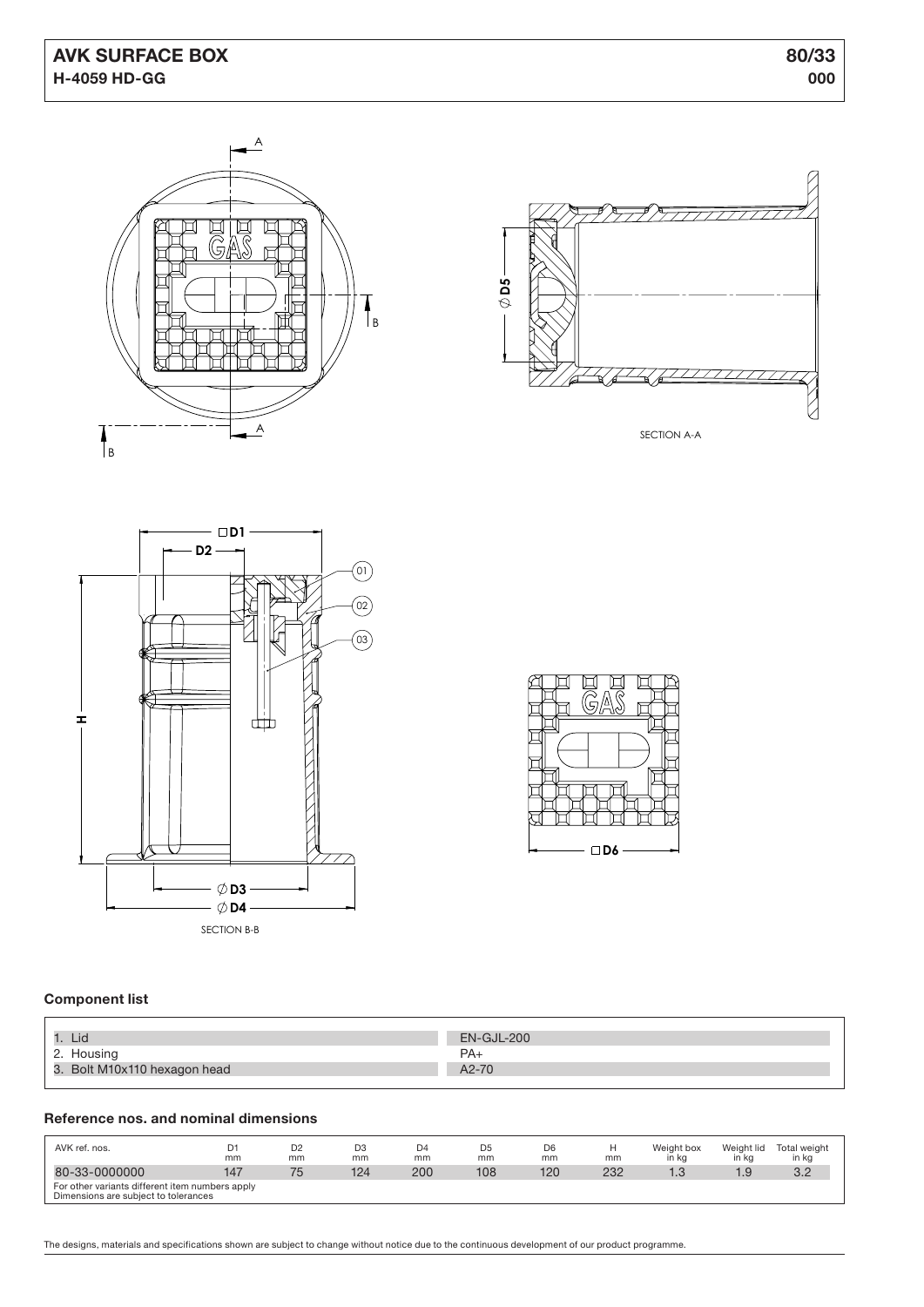# AVK SURFACE BOX
## H-4059 HD-GG

80/33
000

SECTION A-A

SECTION B-B

### Component list

| | |
|---|---|
| 1. Lid | EN-GJL-200 |
| 2. Housing | PA+ |
| 3. Bolt M10x110 hexagon head | A2-70 |

### Reference nos. and nominal dimensions

| AVK ref. nos. | D1 mm | D2 mm | D3 mm | D4 mm | D5 mm | D6 mm | H mm | Weight box in kg | Weight lid in kg | Total weight in kg |
|---|---|---|---|---|---|---|---|---|---|---|
| 80-33-0000000 | 147 | 75 | 124 | 200 | 108 | 120 | 232 | 1.3 | 1.9 | 3.2 |

For other variants different item numbers apply
Dimensions are subject to tolerances

The designs, materials and specifications shown are subject to change without notice due to the continuous development of our product programme.